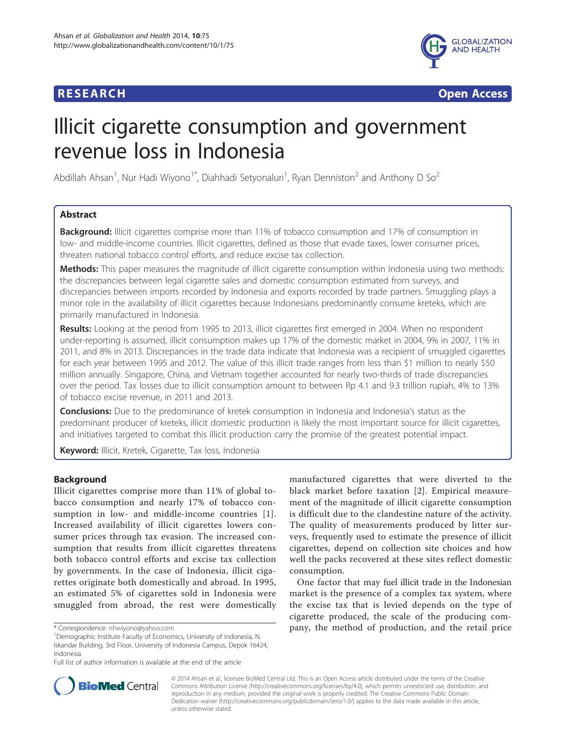**RESEARCH** **Open Access**

# Illicit cigarette consumption and government revenue loss in Indonesia

Abdillah Ahsan[1], Nur Hadi Wiyono[1*], Diahhadi Setyonaluri[1], Ryan Denniston[2] and Anthony D So[2]

## Abstract

**Background:** Illicit cigarettes comprise more than 11% of tobacco consumption and 17% of consumption in low- and middle-income countries. Illicit cigarettes, defined as those that evade taxes, lower consumer prices, threaten national tobacco control efforts, and reduce excise tax collection.

**Methods:** This paper measures the magnitude of illicit cigarette consumption within Indonesia using two methods: the discrepancies between legal cigarette sales and domestic consumption estimated from surveys, and discrepancies between imports recorded by Indonesia and exports recorded by trade partners. Smuggling plays a minor role in the availability of illicit cigarettes because Indonesians predominantly consume kreteks, which are primarily manufactured in Indonesia.

**Results:** Looking at the period from 1995 to 2013, illicit cigarettes first emerged in 2004. When no respondent under-reporting is assumed, illicit consumption makes up 17% of the domestic market in 2004, 9% in 2007, 11% in 2011, and 8% in 2013. Discrepancies in the trade data indicate that Indonesia was a recipient of smuggled cigarettes for each year between 1995 and 2012. The value of this illicit trade ranges from less than $1 million to nearly $50 million annually. Singapore, China, and Vietnam together accounted for nearly two-thirds of trade discrepancies over the period. Tax losses due to illicit consumption amount to between Rp 4.1 and 9.3 trillion rupiah, 4% to 13% of tobacco excise revenue, in 2011 and 2013.

**Conclusions:** Due to the predominance of kretek consumption in Indonesia and Indonesia's status as the predominant producer of kreteks, illicit domestic production is likely the most important source for illicit cigarettes, and initiatives targeted to combat this illicit production carry the promise of the greatest potential impact.

**Keyword:** Illicit, Kretek, Cigarette, Tax loss, Indonesia

## Background

Illicit cigarettes comprise more than 11% of global tobacco consumption and nearly 17% of tobacco consumption in low- and middle-income countries [1]. Increased availability of illicit cigarettes lowers consumer prices through tax evasion. The increased consumption that results from illicit cigarettes threatens both tobacco control efforts and excise tax collection by governments. In the case of Indonesia, illicit cigarettes originate both domestically and abroad. In 1995, an estimated 5% of cigarettes sold in Indonesia were smuggled from abroad, the rest were domestically manufactured cigarettes that were diverted to the black market before taxation [2]. Empirical measurement of the magnitude of illicit cigarette consumption is difficult due to the clandestine nature of the activity. The quality of measurements produced by litter surveys, frequently used to estimate the presence of illicit cigarettes, depend on collection site choices and how well the packs recovered at these sites reflect domestic consumption.

One factor that may fuel illicit trade in the Indonesian market is the presence of a complex tax system, where the excise tax that is levied depends on the type of cigarette produced, the scale of the producing company, the method of production, and the retail price

\* Correspondence: nhwiyono@yahoo.com

[1]Demographic Institute Faculty of Economics, University of Indonesia, N. Iskandar Building, 3rd Floor, University of Indonesia Campus, Depok 16424, Indonesia

Full list of author information is available at the end of the article

© 2014 Ahsan et al.; licensee BioMed Central Ltd. This is an Open Access article distributed under the terms of the Creative Commons Attribution License (http://creativecommons.org/licenses/by/4.0), which permits unrestricted use, distribution, and reproduction in any medium, provided the original work is properly credited. The Creative Commons Public Domain Dedication waiver (http://creativecommons.org/publicdomain/zero/1.0/) applies to the data made available in this article, unless otherwise stated.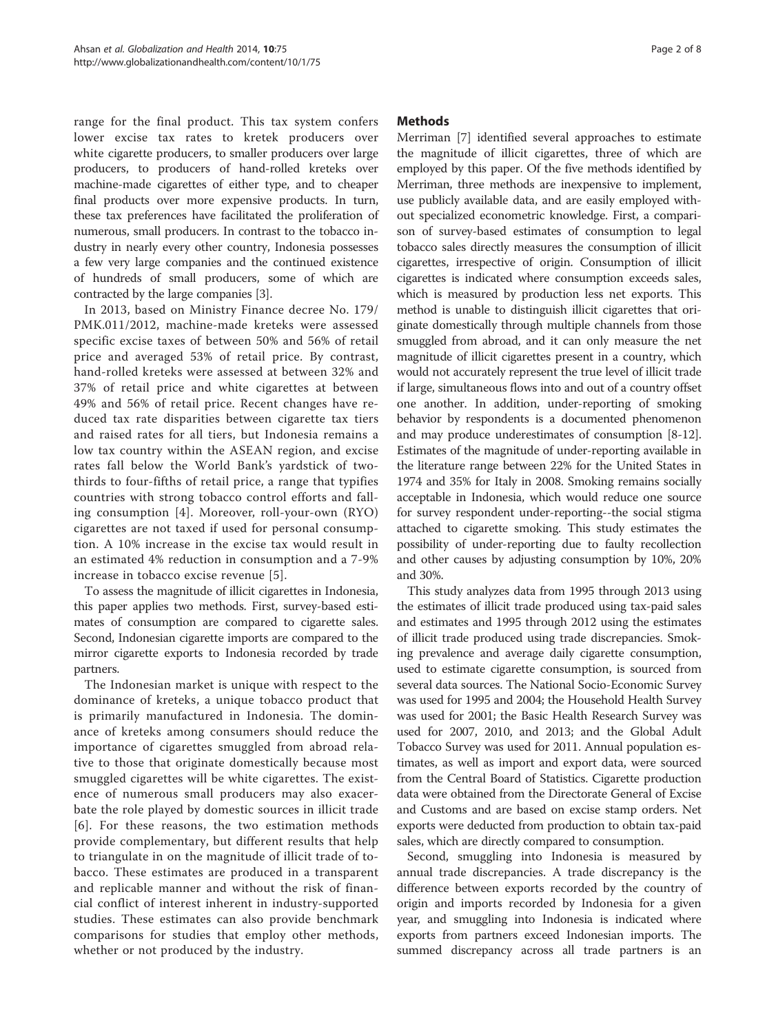range for the final product. This tax system confers lower excise tax rates to kretek producers over white cigarette producers, to smaller producers over large producers, to producers of hand-rolled kreteks over machine-made cigarettes of either type, and to cheaper final products over more expensive products. In turn, these tax preferences have facilitated the proliferation of numerous, small producers. In contrast to the tobacco industry in nearly every other country, Indonesia possesses a few very large companies and the continued existence of hundreds of small producers, some of which are contracted by the large companies [3].

In 2013, based on Ministry Finance decree No. 179/PMK.011/2012, machine-made kreteks were assessed specific excise taxes of between 50% and 56% of retail price and averaged 53% of retail price. By contrast, hand-rolled kreteks were assessed at between 32% and 37% of retail price and white cigarettes at between 49% and 56% of retail price. Recent changes have reduced tax rate disparities between cigarette tax tiers and raised rates for all tiers, but Indonesia remains a low tax country within the ASEAN region, and excise rates fall below the World Bank's yardstick of two-thirds to four-fifths of retail price, a range that typifies countries with strong tobacco control efforts and falling consumption [4]. Moreover, roll-your-own (RYO) cigarettes are not taxed if used for personal consumption. A 10% increase in the excise tax would result in an estimated 4% reduction in consumption and a 7-9% increase in tobacco excise revenue [5].

To assess the magnitude of illicit cigarettes in Indonesia, this paper applies two methods. First, survey-based estimates of consumption are compared to cigarette sales. Second, Indonesian cigarette imports are compared to the mirror cigarette exports to Indonesia recorded by trade partners.

The Indonesian market is unique with respect to the dominance of kreteks, a unique tobacco product that is primarily manufactured in Indonesia. The dominance of kreteks among consumers should reduce the importance of cigarettes smuggled from abroad relative to those that originate domestically because most smuggled cigarettes will be white cigarettes. The existence of numerous small producers may also exacerbate the role played by domestic sources in illicit trade [6]. For these reasons, the two estimation methods provide complementary, but different results that help to triangulate in on the magnitude of illicit trade of tobacco. These estimates are produced in a transparent and replicable manner and without the risk of financial conflict of interest inherent in industry-supported studies. These estimates can also provide benchmark comparisons for studies that employ other methods, whether or not produced by the industry.

## Methods

Merriman [7] identified several approaches to estimate the magnitude of illicit cigarettes, three of which are employed by this paper. Of the five methods identified by Merriman, three methods are inexpensive to implement, use publicly available data, and are easily employed without specialized econometric knowledge. First, a comparison of survey-based estimates of consumption to legal tobacco sales directly measures the consumption of illicit cigarettes, irrespective of origin. Consumption of illicit cigarettes is indicated where consumption exceeds sales, which is measured by production less net exports. This method is unable to distinguish illicit cigarettes that originate domestically through multiple channels from those smuggled from abroad, and it can only measure the net magnitude of illicit cigarettes present in a country, which would not accurately represent the true level of illicit trade if large, simultaneous flows into and out of a country offset one another. In addition, under-reporting of smoking behavior by respondents is a documented phenomenon and may produce underestimates of consumption [8-12]. Estimates of the magnitude of under-reporting available in the literature range between 22% for the United States in 1974 and 35% for Italy in 2008. Smoking remains socially acceptable in Indonesia, which would reduce one source for survey respondent under-reporting--the social stigma attached to cigarette smoking. This study estimates the possibility of under-reporting due to faulty recollection and other causes by adjusting consumption by 10%, 20% and 30%.

This study analyzes data from 1995 through 2013 using the estimates of illicit trade produced using tax-paid sales and estimates and 1995 through 2012 using the estimates of illicit trade produced using trade discrepancies. Smoking prevalence and average daily cigarette consumption, used to estimate cigarette consumption, is sourced from several data sources. The National Socio-Economic Survey was used for 1995 and 2004; the Household Health Survey was used for 2001; the Basic Health Research Survey was used for 2007, 2010, and 2013; and the Global Adult Tobacco Survey was used for 2011. Annual population estimates, as well as import and export data, were sourced from the Central Board of Statistics. Cigarette production data were obtained from the Directorate General of Excise and Customs and are based on excise stamp orders. Net exports were deducted from production to obtain tax-paid sales, which are directly compared to consumption.

Second, smuggling into Indonesia is measured by annual trade discrepancies. A trade discrepancy is the difference between exports recorded by the country of origin and imports recorded by Indonesia for a given year, and smuggling into Indonesia is indicated where exports from partners exceed Indonesian imports. The summed discrepancy across all trade partners is an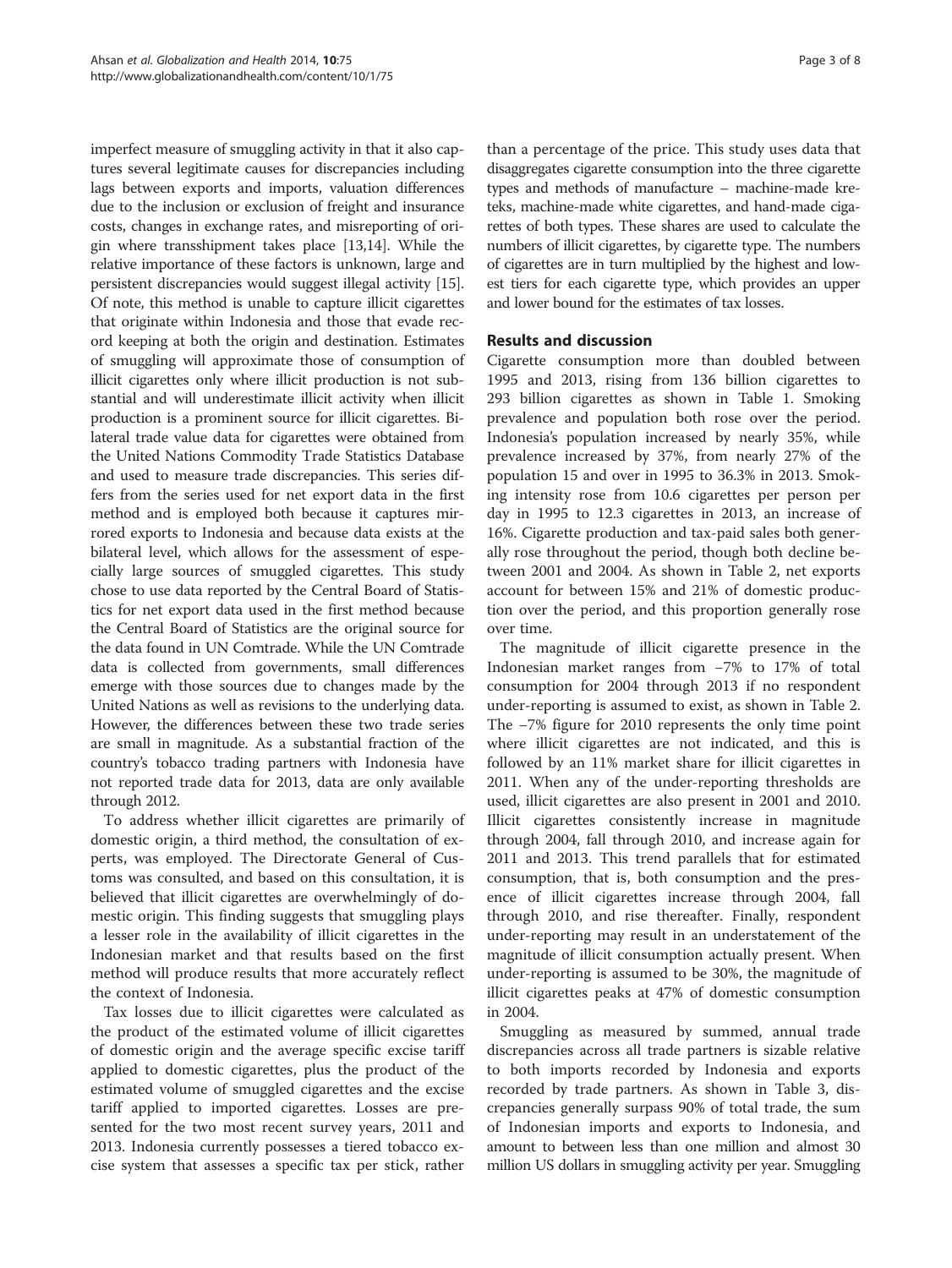imperfect measure of smuggling activity in that it also captures several legitimate causes for discrepancies including lags between exports and imports, valuation differences due to the inclusion or exclusion of freight and insurance costs, changes in exchange rates, and misreporting of origin where transshipment takes place [13,14]. While the relative importance of these factors is unknown, large and persistent discrepancies would suggest illegal activity [15]. Of note, this method is unable to capture illicit cigarettes that originate within Indonesia and those that evade record keeping at both the origin and destination. Estimates of smuggling will approximate those of consumption of illicit cigarettes only where illicit production is not substantial and will underestimate illicit activity when illicit production is a prominent source for illicit cigarettes. Bilateral trade value data for cigarettes were obtained from the United Nations Commodity Trade Statistics Database and used to measure trade discrepancies. This series differs from the series used for net export data in the first method and is employed both because it captures mirrored exports to Indonesia and because data exists at the bilateral level, which allows for the assessment of especially large sources of smuggled cigarettes. This study chose to use data reported by the Central Board of Statistics for net export data used in the first method because the Central Board of Statistics are the original source for the data found in UN Comtrade. While the UN Comtrade data is collected from governments, small differences emerge with those sources due to changes made by the United Nations as well as revisions to the underlying data. However, the differences between these two trade series are small in magnitude. As a substantial fraction of the country's tobacco trading partners with Indonesia have not reported trade data for 2013, data are only available through 2012.

To address whether illicit cigarettes are primarily of domestic origin, a third method, the consultation of experts, was employed. The Directorate General of Customs was consulted, and based on this consultation, it is believed that illicit cigarettes are overwhelmingly of domestic origin. This finding suggests that smuggling plays a lesser role in the availability of illicit cigarettes in the Indonesian market and that results based on the first method will produce results that more accurately reflect the context of Indonesia.

Tax losses due to illicit cigarettes were calculated as the product of the estimated volume of illicit cigarettes of domestic origin and the average specific excise tariff applied to domestic cigarettes, plus the product of the estimated volume of smuggled cigarettes and the excise tariff applied to imported cigarettes. Losses are presented for the two most recent survey years, 2011 and 2013. Indonesia currently possesses a tiered tobacco excise system that assesses a specific tax per stick, rather than a percentage of the price. This study uses data that disaggregates cigarette consumption into the three cigarette types and methods of manufacture – machine-made kreteks, machine-made white cigarettes, and hand-made cigarettes of both types. These shares are used to calculate the numbers of illicit cigarettes, by cigarette type. The numbers of cigarettes are in turn multiplied by the highest and lowest tiers for each cigarette type, which provides an upper and lower bound for the estimates of tax losses.

## Results and discussion

Cigarette consumption more than doubled between 1995 and 2013, rising from 136 billion cigarettes to 293 billion cigarettes as shown in Table 1. Smoking prevalence and population both rose over the period. Indonesia's population increased by nearly 35%, while prevalence increased by 37%, from nearly 27% of the population 15 and over in 1995 to 36.3% in 2013. Smoking intensity rose from 10.6 cigarettes per person per day in 1995 to 12.3 cigarettes in 2013, an increase of 16%. Cigarette production and tax-paid sales both generally rose throughout the period, though both decline between 2001 and 2004. As shown in Table 2, net exports account for between 15% and 21% of domestic production over the period, and this proportion generally rose over time.

The magnitude of illicit cigarette presence in the Indonesian market ranges from −7% to 17% of total consumption for 2004 through 2013 if no respondent under-reporting is assumed to exist, as shown in Table 2. The −7% figure for 2010 represents the only time point where illicit cigarettes are not indicated, and this is followed by an 11% market share for illicit cigarettes in 2011. When any of the under-reporting thresholds are used, illicit cigarettes are also present in 2001 and 2010. Illicit cigarettes consistently increase in magnitude through 2004, fall through 2010, and increase again for 2011 and 2013. This trend parallels that for estimated consumption, that is, both consumption and the presence of illicit cigarettes increase through 2004, fall through 2010, and rise thereafter. Finally, respondent under-reporting may result in an understatement of the magnitude of illicit consumption actually present. When under-reporting is assumed to be 30%, the magnitude of illicit cigarettes peaks at 47% of domestic consumption in 2004.

Smuggling as measured by summed, annual trade discrepancies across all trade partners is sizable relative to both imports recorded by Indonesia and exports recorded by trade partners. As shown in Table 3, discrepancies generally surpass 90% of total trade, the sum of Indonesian imports and exports to Indonesia, and amount to between less than one million and almost 30 million US dollars in smuggling activity per year. Smuggling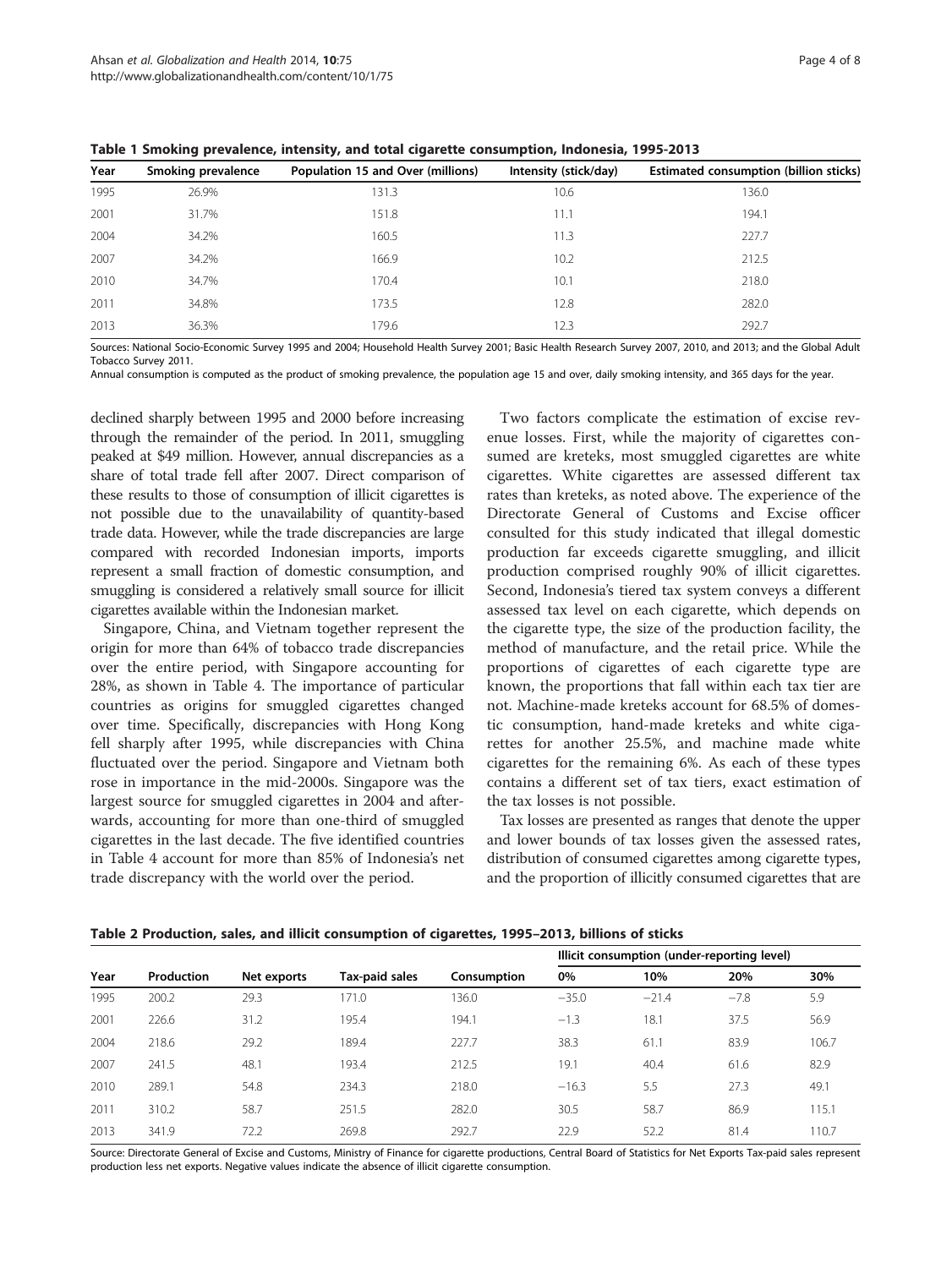**Table 1 Smoking prevalence, intensity, and total cigarette consumption, Indonesia, 1995-2013**

| Year | Smoking prevalence | Population 15 and Over (millions) | Intensity (stick/day) | Estimated consumption (billion sticks) |
|---|---|---|---|---|
| 1995 | 26.9% | 131.3 | 10.6 | 136.0 |
| 2001 | 31.7% | 151.8 | 11.1 | 194.1 |
| 2004 | 34.2% | 160.5 | 11.3 | 227.7 |
| 2007 | 34.2% | 166.9 | 10.2 | 212.5 |
| 2010 | 34.7% | 170.4 | 10.1 | 218.0 |
| 2011 | 34.8% | 173.5 | 12.8 | 282.0 |
| 2013 | 36.3% | 179.6 | 12.3 | 292.7 |

Sources: National Socio-Economic Survey 1995 and 2004; Household Health Survey 2001; Basic Health Research Survey 2007, 2010, and 2013; and the Global Adult Tobacco Survey 2011.

Annual consumption is computed as the product of smoking prevalence, the population age 15 and over, daily smoking intensity, and 365 days for the year.

declined sharply between 1995 and 2000 before increasing through the remainder of the period. In 2011, smuggling peaked at $49 million. However, annual discrepancies as a share of total trade fell after 2007. Direct comparison of these results to those of consumption of illicit cigarettes is not possible due to the unavailability of quantity-based trade data. However, while the trade discrepancies are large compared with recorded Indonesian imports, imports represent a small fraction of domestic consumption, and smuggling is considered a relatively small source for illicit cigarettes available within the Indonesian market.

Singapore, China, and Vietnam together represent the origin for more than 64% of tobacco trade discrepancies over the entire period, with Singapore accounting for 28%, as shown in Table 4. The importance of particular countries as origins for smuggled cigarettes changed over time. Specifically, discrepancies with Hong Kong fell sharply after 1995, while discrepancies with China fluctuated over the period. Singapore and Vietnam both rose in importance in the mid-2000s. Singapore was the largest source for smuggled cigarettes in 2004 and afterwards, accounting for more than one-third of smuggled cigarettes in the last decade. The five identified countries in Table 4 account for more than 85% of Indonesia's net trade discrepancy with the world over the period.

Two factors complicate the estimation of excise revenue losses. First, while the majority of cigarettes consumed are kreteks, most smuggled cigarettes are white cigarettes. White cigarettes are assessed different tax rates than kreteks, as noted above. The experience of the Directorate General of Customs and Excise officer consulted for this study indicated that illegal domestic production far exceeds cigarette smuggling, and illicit production comprised roughly 90% of illicit cigarettes. Second, Indonesia's tiered tax system conveys a different assessed tax level on each cigarette, which depends on the cigarette type, the size of the production facility, the method of manufacture, and the retail price. While the proportions of cigarettes of each cigarette type are known, the proportions that fall within each tax tier are not. Machine-made kreteks account for 68.5% of domestic consumption, hand-made kreteks and white cigarettes for another 25.5%, and machine made white cigarettes for the remaining 6%. As each of these types contains a different set of tax tiers, exact estimation of the tax losses is not possible.

Tax losses are presented as ranges that denote the upper and lower bounds of tax losses given the assessed rates, distribution of consumed cigarettes among cigarette types, and the proportion of illicitly consumed cigarettes that are

**Table 2 Production, sales, and illicit consumption of cigarettes, 1995–2013, billions of sticks**

| Year | Production | Net exports | Tax-paid sales | Consumption | Illicit consumption (under-reporting level) | | | |
|---|---|---|---|---|---|---|---|---|
| | | | | | 0% | 10% | 20% | 30% |
| 1995 | 200.2 | 29.3 | 171.0 | 136.0 | −35.0 | −21.4 | −7.8 | 5.9 |
| 2001 | 226.6 | 31.2 | 195.4 | 194.1 | −1.3 | 18.1 | 37.5 | 56.9 |
| 2004 | 218.6 | 29.2 | 189.4 | 227.7 | 38.3 | 61.1 | 83.9 | 106.7 |
| 2007 | 241.5 | 48.1 | 193.4 | 212.5 | 19.1 | 40.4 | 61.6 | 82.9 |
| 2010 | 289.1 | 54.8 | 234.3 | 218.0 | −16.3 | 5.5 | 27.3 | 49.1 |
| 2011 | 310.2 | 58.7 | 251.5 | 282.0 | 30.5 | 58.7 | 86.9 | 115.1 |
| 2013 | 341.9 | 72.2 | 269.8 | 292.7 | 22.9 | 52.2 | 81.4 | 110.7 |

Source: Directorate General of Excise and Customs, Ministry of Finance for cigarette productions, Central Board of Statistics for Net Exports Tax-paid sales represent production less net exports. Negative values indicate the absence of illicit cigarette consumption.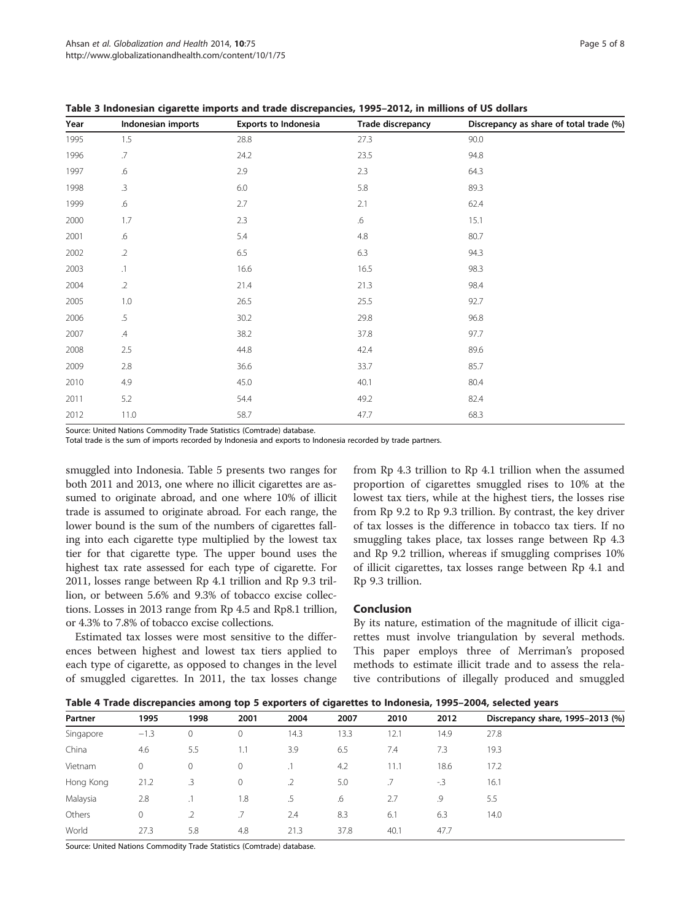**Table 3 Indonesian cigarette imports and trade discrepancies, 1995–2012, in millions of US dollars**

| Year | Indonesian imports | Exports to Indonesia | Trade discrepancy | Discrepancy as share of total trade (%) |
|---|---|---|---|---|
| 1995 | 1.5 | 28.8 | 27.3 | 90.0 |
| 1996 | .7 | 24.2 | 23.5 | 94.8 |
| 1997 | .6 | 2.9 | 2.3 | 64.3 |
| 1998 | .3 | 6.0 | 5.8 | 89.3 |
| 1999 | .6 | 2.7 | 2.1 | 62.4 |
| 2000 | 1.7 | 2.3 | .6 | 15.1 |
| 2001 | .6 | 5.4 | 4.8 | 80.7 |
| 2002 | .2 | 6.5 | 6.3 | 94.3 |
| 2003 | .1 | 16.6 | 16.5 | 98.3 |
| 2004 | .2 | 21.4 | 21.3 | 98.4 |
| 2005 | 1.0 | 26.5 | 25.5 | 92.7 |
| 2006 | .5 | 30.2 | 29.8 | 96.8 |
| 2007 | .4 | 38.2 | 37.8 | 97.7 |
| 2008 | 2.5 | 44.8 | 42.4 | 89.6 |
| 2009 | 2.8 | 36.6 | 33.7 | 85.7 |
| 2010 | 4.9 | 45.0 | 40.1 | 80.4 |
| 2011 | 5.2 | 54.4 | 49.2 | 82.4 |
| 2012 | 11.0 | 58.7 | 47.7 | 68.3 |

Source: United Nations Commodity Trade Statistics (Comtrade) database.
Total trade is the sum of imports recorded by Indonesia and exports to Indonesia recorded by trade partners.

smuggled into Indonesia. Table 5 presents two ranges for both 2011 and 2013, one where no illicit cigarettes are assumed to originate abroad, and one where 10% of illicit trade is assumed to originate abroad. For each range, the lower bound is the sum of the numbers of cigarettes falling into each cigarette type multiplied by the lowest tax tier for that cigarette type. The upper bound uses the highest tax rate assessed for each type of cigarette. For 2011, losses range between Rp 4.1 trillion and Rp 9.3 trillion, or between 5.6% and 9.3% of tobacco excise collections. Losses in 2013 range from Rp 4.5 and Rp8.1 trillion, or 4.3% to 7.8% of tobacco excise collections.

Estimated tax losses were most sensitive to the differences between highest and lowest tax tiers applied to each type of cigarette, as opposed to changes in the level of smuggled cigarettes. In 2011, the tax losses change from Rp 4.3 trillion to Rp 4.1 trillion when the assumed proportion of cigarettes smuggled rises to 10% at the lowest tax tiers, while at the highest tiers, the losses rise from Rp 9.2 to Rp 9.3 trillion. By contrast, the key driver of tax losses is the difference in tobacco tax tiers. If no smuggling takes place, tax losses range between Rp 4.3 and Rp 9.2 trillion, whereas if smuggling comprises 10% of illicit cigarettes, tax losses range between Rp 4.1 and Rp 9.3 trillion.

## Conclusion

By its nature, estimation of the magnitude of illicit cigarettes must involve triangulation by several methods. This paper employs three of Merriman's proposed methods to estimate illicit trade and to assess the relative contributions of illegally produced and smuggled

**Table 4 Trade discrepancies among top 5 exporters of cigarettes to Indonesia, 1995–2004, selected years**

| Partner | 1995 | 1998 | 2001 | 2004 | 2007 | 2010 | 2012 | Discrepancy share, 1995–2013 (%) |
|---|---|---|---|---|---|---|---|---|
| Singapore | −1.3 | 0 | 0 | 14.3 | 13.3 | 12.1 | 14.9 | 27.8 |
| China | 4.6 | 5.5 | 1.1 | 3.9 | 6.5 | 7.4 | 7.3 | 19.3 |
| Vietnam | 0 | 0 | 0 | .1 | 4.2 | 11.1 | 18.6 | 17.2 |
| Hong Kong | 21.2 | .3 | 0 | .2 | 5.0 | .7 | -.3 | 16.1 |
| Malaysia | 2.8 | .1 | 1.8 | .5 | .6 | 2.7 | .9 | 5.5 |
| Others | 0 | .2 | .7 | 2.4 | 8.3 | 6.1 | 6.3 | 14.0 |
| World | 27.3 | 5.8 | 4.8 | 21.3 | 37.8 | 40.1 | 47.7 | |

Source: United Nations Commodity Trade Statistics (Comtrade) database.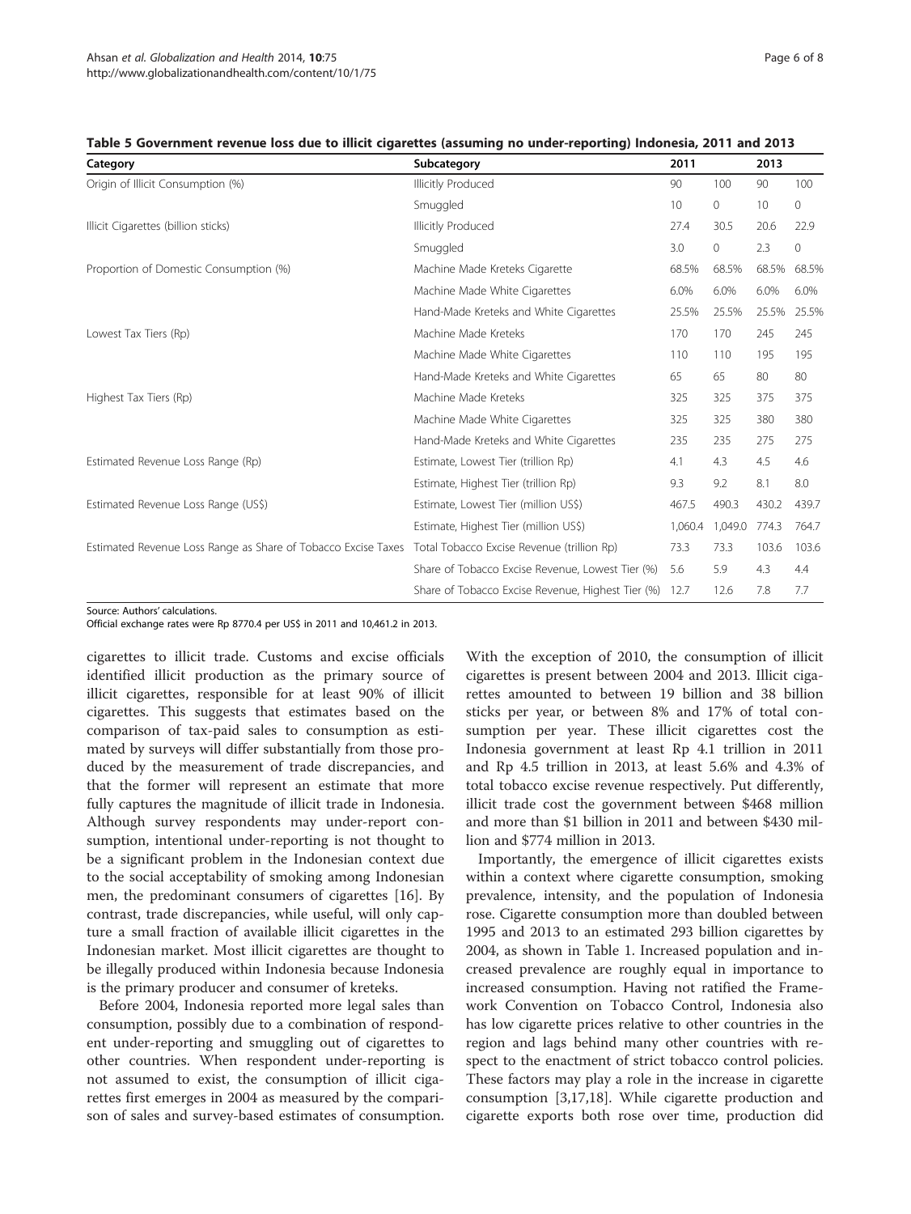**Table 5 Government revenue loss due to illicit cigarettes (assuming no under-reporting) Indonesia, 2011 and 2013**

| Category | Subcategory | 2011 | | 2013 | |
|---|---|---|---|---|---|
| Origin of Illicit Consumption (%) | Illicitly Produced | 90 | 100 | 90 | 100 |
| | Smuggled | 10 | 0 | 10 | 0 |
| Illicit Cigarettes (billion sticks) | Illicitly Produced | 27.4 | 30.5 | 20.6 | 22.9 |
| | Smuggled | 3.0 | 0 | 2.3 | 0 |
| Proportion of Domestic Consumption (%) | Machine Made Kreteks Cigarette | 68.5% | 68.5% | 68.5% | 68.5% |
| | Machine Made White Cigarettes | 6.0% | 6.0% | 6.0% | 6.0% |
| | Hand-Made Kreteks and White Cigarettes | 25.5% | 25.5% | 25.5% | 25.5% |
| Lowest Tax Tiers (Rp) | Machine Made Kreteks | 170 | 170 | 245 | 245 |
| | Machine Made White Cigarettes | 110 | 110 | 195 | 195 |
| | Hand-Made Kreteks and White Cigarettes | 65 | 65 | 80 | 80 |
| Highest Tax Tiers (Rp) | Machine Made Kreteks | 325 | 325 | 375 | 375 |
| | Machine Made White Cigarettes | 325 | 325 | 380 | 380 |
| | Hand-Made Kreteks and White Cigarettes | 235 | 235 | 275 | 275 |
| Estimated Revenue Loss Range (Rp) | Estimate, Lowest Tier (trillion Rp) | 4.1 | 4.3 | 4.5 | 4.6 |
| | Estimate, Highest Tier (trillion Rp) | 9.3 | 9.2 | 8.1 | 8.0 |
| Estimated Revenue Loss Range (US$) | Estimate, Lowest Tier (million US$) | 467.5 | 490.3 | 430.2 | 439.7 |
| | Estimate, Highest Tier (million US$) | 1,060.4 | 1,049.0 | 774.3 | 764.7 |
| Estimated Revenue Loss Range as Share of Tobacco Excise Taxes | Total Tobacco Excise Revenue (trillion Rp) | 73.3 | 73.3 | 103.6 | 103.6 |
| | Share of Tobacco Excise Revenue, Lowest Tier (%) | 5.6 | 5.9 | 4.3 | 4.4 |
| | Share of Tobacco Excise Revenue, Highest Tier (%) | 12.7 | 12.6 | 7.8 | 7.7 |

Source: Authors' calculations.
Official exchange rates were Rp 8770.4 per US$ in 2011 and 10,461.2 in 2013.

cigarettes to illicit trade. Customs and excise officials identified illicit production as the primary source of illicit cigarettes, responsible for at least 90% of illicit cigarettes. This suggests that estimates based on the comparison of tax-paid sales to consumption as estimated by surveys will differ substantially from those produced by the measurement of trade discrepancies, and that the former will represent an estimate that more fully captures the magnitude of illicit trade in Indonesia. Although survey respondents may under-report consumption, intentional under-reporting is not thought to be a significant problem in the Indonesian context due to the social acceptability of smoking among Indonesian men, the predominant consumers of cigarettes [16]. By contrast, trade discrepancies, while useful, will only capture a small fraction of available illicit cigarettes in the Indonesian market. Most illicit cigarettes are thought to be illegally produced within Indonesia because Indonesia is the primary producer and consumer of kreteks.

Before 2004, Indonesia reported more legal sales than consumption, possibly due to a combination of respondent under-reporting and smuggling out of cigarettes to other countries. When respondent under-reporting is not assumed to exist, the consumption of illicit cigarettes first emerges in 2004 as measured by the comparison of sales and survey-based estimates of consumption. With the exception of 2010, the consumption of illicit cigarettes is present between 2004 and 2013. Illicit cigarettes amounted to between 19 billion and 38 billion sticks per year, or between 8% and 17% of total consumption per year. These illicit cigarettes cost the Indonesia government at least Rp 4.1 trillion in 2011 and Rp 4.5 trillion in 2013, at least 5.6% and 4.3% of total tobacco excise revenue respectively. Put differently, illicit trade cost the government between $468 million and more than $1 billion in 2011 and between $430 million and $774 million in 2013.

Importantly, the emergence of illicit cigarettes exists within a context where cigarette consumption, smoking prevalence, intensity, and the population of Indonesia rose. Cigarette consumption more than doubled between 1995 and 2013 to an estimated 293 billion cigarettes by 2004, as shown in Table 1. Increased population and increased prevalence are roughly equal in importance to increased consumption. Having not ratified the Framework Convention on Tobacco Control, Indonesia also has low cigarette prices relative to other countries in the region and lags behind many other countries with respect to the enactment of strict tobacco control policies. These factors may play a role in the increase in cigarette consumption [3,17,18]. While cigarette production and cigarette exports both rose over time, production did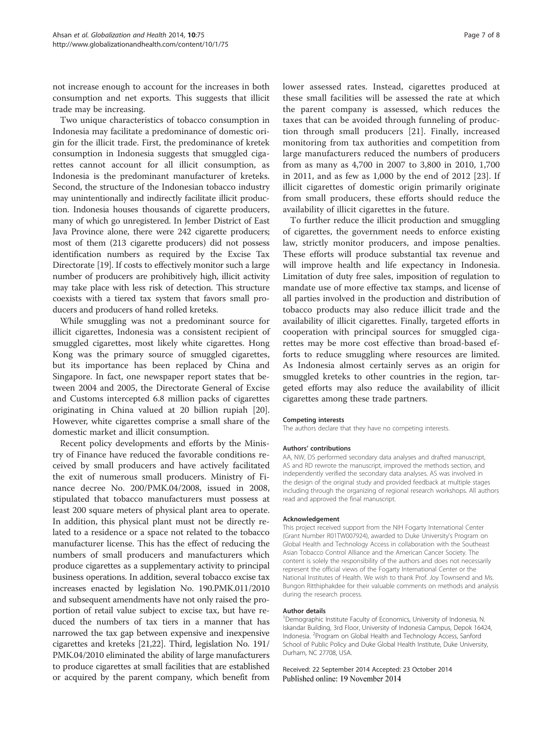not increase enough to account for the increases in both consumption and net exports. This suggests that illicit trade may be increasing.

Two unique characteristics of tobacco consumption in Indonesia may facilitate a predominance of domestic origin for the illicit trade. First, the predominance of kretek consumption in Indonesia suggests that smuggled cigarettes cannot account for all illicit consumption, as Indonesia is the predominant manufacturer of kreteks. Second, the structure of the Indonesian tobacco industry may unintentionally and indirectly facilitate illicit production. Indonesia houses thousands of cigarette producers, many of which go unregistered. In Jember District of East Java Province alone, there were 242 cigarette producers; most of them (213 cigarette producers) did not possess identification numbers as required by the Excise Tax Directorate [19]. If costs to effectively monitor such a large number of producers are prohibitively high, illicit activity may take place with less risk of detection. This structure coexists with a tiered tax system that favors small producers and producers of hand rolled kreteks.

While smuggling was not a predominant source for illicit cigarettes, Indonesia was a consistent recipient of smuggled cigarettes, most likely white cigarettes. Hong Kong was the primary source of smuggled cigarettes, but its importance has been replaced by China and Singapore. In fact, one newspaper report states that between 2004 and 2005, the Directorate General of Excise and Customs intercepted 6.8 million packs of cigarettes originating in China valued at 20 billion rupiah [20]. However, white cigarettes comprise a small share of the domestic market and illicit consumption.

Recent policy developments and efforts by the Ministry of Finance have reduced the favorable conditions received by small producers and have actively facilitated the exit of numerous small producers. Ministry of Finance decree No. 200/PMK.04/2008, issued in 2008, stipulated that tobacco manufacturers must possess at least 200 square meters of physical plant area to operate. In addition, this physical plant must not be directly related to a residence or a space not related to the tobacco manufacturer license. This has the effect of reducing the numbers of small producers and manufacturers which produce cigarettes as a supplementary activity to principal business operations. In addition, several tobacco excise tax increases enacted by legislation No. 190.PMK.011/2010 and subsequent amendments have not only raised the proportion of retail value subject to excise tax, but have reduced the numbers of tax tiers in a manner that has narrowed the tax gap between expensive and inexpensive cigarettes and kreteks [21,22]. Third, legislation No. 191/PMK.04/2010 eliminated the ability of large manufacturers to produce cigarettes at small facilities that are established or acquired by the parent company, which benefit from lower assessed rates. Instead, cigarettes produced at these small facilities will be assessed the rate at which the parent company is assessed, which reduces the taxes that can be avoided through funneling of production through small producers [21]. Finally, increased monitoring from tax authorities and competition from large manufacturers reduced the numbers of producers from as many as 4,700 in 2007 to 3,800 in 2010, 1,700 in 2011, and as few as 1,000 by the end of 2012 [23]. If illicit cigarettes of domestic origin primarily originate from small producers, these efforts should reduce the availability of illicit cigarettes in the future.

To further reduce the illicit production and smuggling of cigarettes, the government needs to enforce existing law, strictly monitor producers, and impose penalties. These efforts will produce substantial tax revenue and will improve health and life expectancy in Indonesia. Limitation of duty free sales, imposition of regulation to mandate use of more effective tax stamps, and license of all parties involved in the production and distribution of tobacco products may also reduce illicit trade and the availability of illicit cigarettes. Finally, targeted efforts in cooperation with principal sources for smuggled cigarettes may be more cost effective than broad-based efforts to reduce smuggling where resources are limited. As Indonesia almost certainly serves as an origin for smuggled kreteks to other countries in the region, targeted efforts may also reduce the availability of illicit cigarettes among these trade partners.

#### Competing interests

The authors declare that they have no competing interests.

#### Authors' contributions

AA, NW, DS performed secondary data analyses and drafted manuscript, AS and RD rewrote the manuscript, improved the methods section, and independently verified the secondary data analyses. AS was involved in the design of the original study and provided feedback at multiple stages including through the organizing of regional research workshops. All authors read and approved the final manuscript.

#### Acknowledgement

This project received support from the NIH Fogarty International Center (Grant Number R01TW007924), awarded to Duke University's Program on Global Health and Technology Access in collaboration with the Southeast Asian Tobacco Control Alliance and the American Cancer Society. The content is solely the responsibility of the authors and does not necessarily represent the official views of the Fogarty International Center or the National Institutes of Health. We wish to thank Prof. Joy Townsend and Ms. Bungon Ritthiphakdee for their valuable comments on methods and analysis during the research process.

#### Author details

[1]Demographic Institute Faculty of Economics, University of Indonesia, N. Iskandar Building, 3rd Floor, University of Indonesia Campus, Depok 16424, Indonesia. [2]Program on Global Health and Technology Access, Sanford School of Public Policy and Duke Global Health Institute, Duke University, Durham, NC 27708, USA.

Received: 22 September 2014 Accepted: 23 October 2014
Published online: 19 November 2014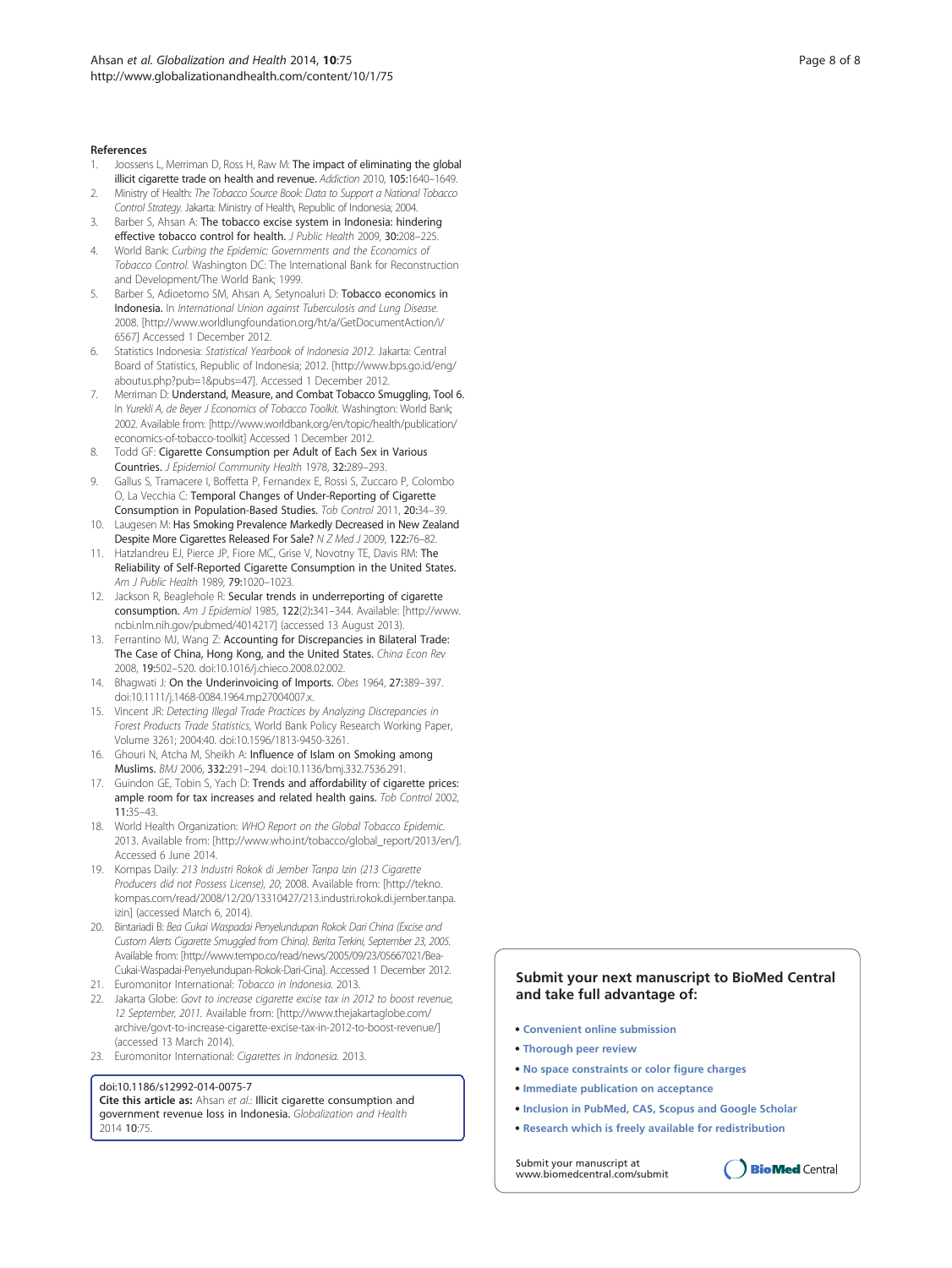## References

1. Joossens L, Merriman D, Ross H, Raw M: **The impact of eliminating the global illicit cigarette trade on health and revenue.** *Addiction* 2010, **105:**1640–1649.
2. Ministry of Health: *The Tobacco Source Book: Data to Support a National Tobacco Control Strategy.* Jakarta: Ministry of Health, Republic of Indonesia; 2004.
3. Barber S, Ahsan A: **The tobacco excise system in Indonesia: hindering effective tobacco control for health.** *J Public Health* 2009, **30:**208–225.
4. World Bank: *Curbing the Epidemic: Governments and the Economics of Tobacco Control.* Washington DC: The International Bank for Reconstruction and Development/The World Bank; 1999.
5. Barber S, Adioetomo SM, Ahsan A, Setynoaluri D: **Tobacco economics in Indonesia.** In *International Union against Tuberculosis and Lung Disease.* 2008. [http://www.worldlungfoundation.org/ht/a/GetDocumentAction/i/6567] Accessed 1 December 2012.
6. Statistics Indonesia: *Statistical Yearbook of Indonesia 2012.* Jakarta: Central Board of Statistics, Republic of Indonesia; 2012. [http://www.bps.go.id/eng/aboutus.php?pub=1&pubs=47]. Accessed 1 December 2012.
7. Merriman D: **Understand, Measure, and Combat Tobacco Smuggling, Tool 6.** In *Yurekli A, de Beyer J Economics of Tobacco Toolkit.* Washington: World Bank; 2002. Available from: [http://www.worldbank.org/en/topic/health/publication/economics-of-tobacco-toolkit] Accessed 1 December 2012.
8. Todd GF: **Cigarette Consumption per Adult of Each Sex in Various Countries.** *J Epidemiol Community Health* 1978, **32:**289–293.
9. Gallus S, Tramacere I, Boffetta P, Fernandex E, Rossi S, Zuccaro P, Colombo O, La Vecchia C: **Temporal Changes of Under-Reporting of Cigarette Consumption in Population-Based Studies.** *Tob Control* 2011, **20:**34–39.
10. Laugesen M: **Has Smoking Prevalence Markedly Decreased in New Zealand Despite More Cigarettes Released For Sale?** *N Z Med J* 2009, **122:**76–82.
11. Hatzlandreu EJ, Pierce JP, Fiore MC, Grise V, Novotny TE, Davis RM: **The Reliability of Self-Reported Cigarette Consumption in the United States.** *Am J Public Health* 1989, **79:**1020–1023.
12. Jackson R, Beaglehole R: **Secular trends in underreporting of cigarette consumption.** *Am J Epidemiol* 1985, **122**(2)**:**341–344. Available: [http://www.ncbi.nlm.nih.gov/pubmed/4014217] (accessed 13 August 2013).
13. Ferrantino MJ, Wang Z: **Accounting for Discrepancies in Bilateral Trade: The Case of China, Hong Kong, and the United States.** *China Econ Rev* 2008, **19:**502–520. doi:10.1016/j.chieco.2008.02.002.
14. Bhagwati J: **On the Underinvoicing of Imports.** *Obes* 1964, **27:**389–397. doi:10.1111/j.1468-0084.1964.mp27004007.x.
15. Vincent JR: *Detecting Illegal Trade Practices by Analyzing Discrepancies in Forest Products Trade Statistics*, World Bank Policy Research Working Paper, Volume 3261; 2004:40. doi:10.1596/1813-9450-3261.
16. Ghouri N, Atcha M, Sheikh A: **Influence of Islam on Smoking among Muslims.** *BMJ* 2006, **332:**291–294. doi:10.1136/bmj.332.7536.291.
17. Guindon GE, Tobin S, Yach D: **Trends and affordability of cigarette prices: ample room for tax increases and related health gains.** *Tob Control* 2002, **11:**35–43.
18. World Health Organization: *WHO Report on the Global Tobacco Epidemic.* 2013. Available from: [http://www.who.int/tobacco/global_report/2013/en/]. Accessed 6 June 2014.
19. Kompas Daily: *213 Industri Rokok di Jember Tanpa Izin (213 Cigarette Producers did not Possess License), 20*; 2008. Available from: [http://tekno.kompas.com/read/2008/12/20/13310427/213.industri.rokok.di.jember.tanpa.izin] (accessed March 6, 2014).
20. Bintariadi B: *Bea Cukai Waspadai Penyelundupan Rokok Dari China (Excise and Custom Alerts Cigarette Smuggled from China). Berita Terkini, September 23, 2005.* Available from: [http://www.tempo.co/read/news/2005/09/23/05667021/Bea-Cukai-Waspadai-Penyelundupan-Rokok-Dari-Cina]. Accessed 1 December 2012.
21. Euromonitor International: *Tobacco in Indonesia.* 2013.
22. Jakarta Globe: *Govt to increase cigarette excise tax in 2012 to boost revenue, 12 September, 2011.* Available from: [http://www.thejakartaglobe.com/archive/govt-to-increase-cigarette-excise-tax-in-2012-to-boost-revenue/] (accessed 13 March 2014).
23. Euromonitor International: *Cigarettes in Indonesia.* 2013.

doi:10.1186/s12992-014-0075-7

**Cite this article as:** Ahsan *et al.*: **Illicit cigarette consumption and government revenue loss in Indonesia.** *Globalization and Health* 2014 **10**:75.

**Submit your next manuscript to BioMed Central and take full advantage of:**

- **Convenient online submission**
- **Thorough peer review**
- **No space constraints or color figure charges**
- **Immediate publication on acceptance**
- **Inclusion in PubMed, CAS, Scopus and Google Scholar**
- **Research which is freely available for redistribution**

Submit your manuscript at
www.biomedcentral.com/submit

BioMed Central